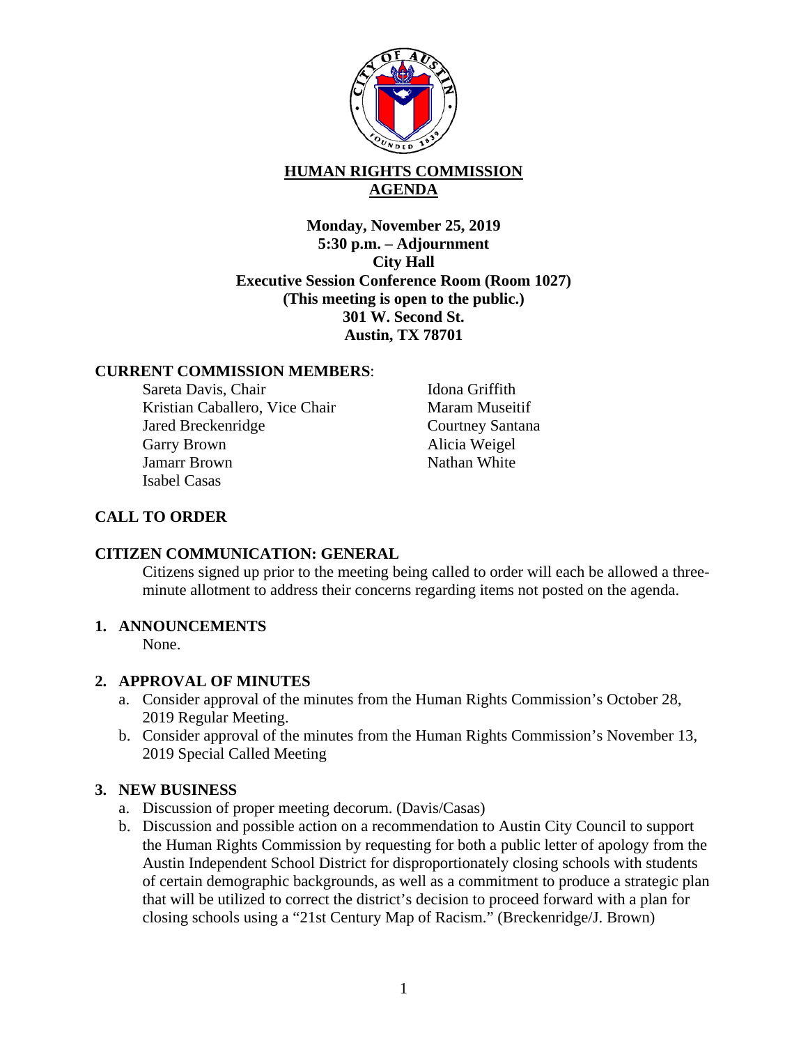# HUMAN RIGHTS COMMISSION AGENDA

**Monday, November 25, 2019**
**5:30 p.m. – Adjournment**
**City Hall**
**Executive Session Conference Room (Room 1027)**
**(This meeting is open to the public.)**
**301 W. Second St.**
**Austin, TX 78701**

## CURRENT COMMISSION MEMBERS:

Sareta Davis, Chair
Kristian Caballero, Vice Chair
Jared Breckenridge
Garry Brown
Jamarr Brown
Isabel Casas
Idona Griffith
Maram Museitif
Courtney Santana
Alicia Weigel
Nathan White

## CALL TO ORDER

## CITIZEN COMMUNICATION: GENERAL

Citizens signed up prior to the meeting being called to order will each be allowed a three-minute allotment to address their concerns regarding items not posted on the agenda.

## 1. ANNOUNCEMENTS

None.

## 2. APPROVAL OF MINUTES

a. Consider approval of the minutes from the Human Rights Commission's October 28, 2019 Regular Meeting.
b. Consider approval of the minutes from the Human Rights Commission's November 13, 2019 Special Called Meeting

## 3. NEW BUSINESS

a. Discussion of proper meeting decorum. (Davis/Casas)
b. Discussion and possible action on a recommendation to Austin City Council to support the Human Rights Commission by requesting for both a public letter of apology from the Austin Independent School District for disproportionately closing schools with students of certain demographic backgrounds, as well as a commitment to produce a strategic plan that will be utilized to correct the district's decision to proceed forward with a plan for closing schools using a "21st Century Map of Racism." (Breckenridge/J. Brown)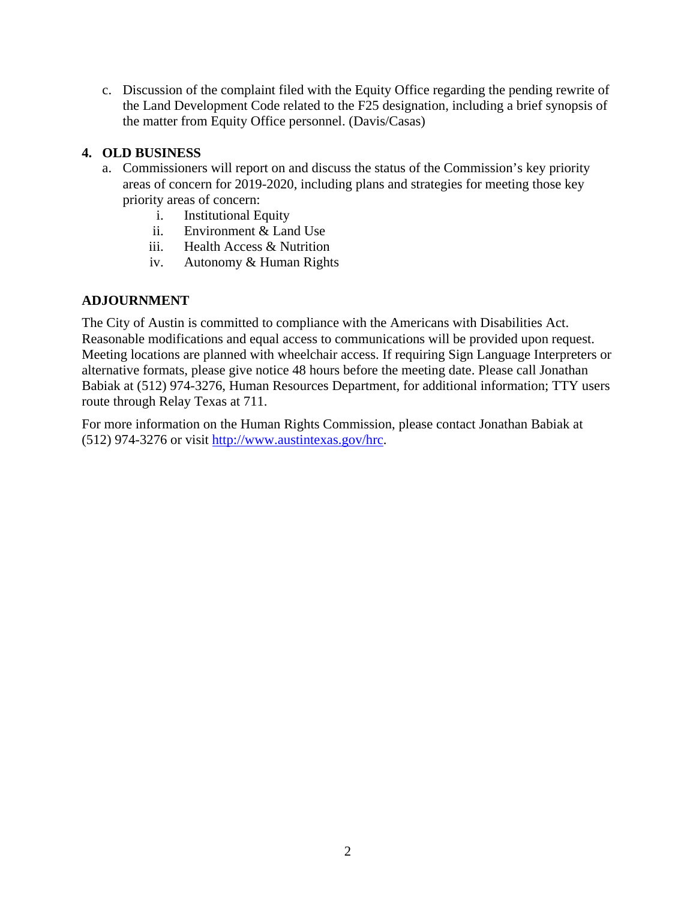c. Discussion of the complaint filed with the Equity Office regarding the pending rewrite of the Land Development Code related to the F25 designation, including a brief synopsis of the matter from Equity Office personnel. (Davis/Casas)

**4. OLD BUSINESS**

a. Commissioners will report on and discuss the status of the Commission's key priority areas of concern for 2019-2020, including plans and strategies for meeting those key priority areas of concern:

   i. Institutional Equity
   ii. Environment & Land Use
   iii. Health Access & Nutrition
   iv. Autonomy & Human Rights

**ADJOURNMENT**

The City of Austin is committed to compliance with the Americans with Disabilities Act. Reasonable modifications and equal access to communications will be provided upon request. Meeting locations are planned with wheelchair access. If requiring Sign Language Interpreters or alternative formats, please give notice 48 hours before the meeting date. Please call Jonathan Babiak at (512) 974-3276, Human Resources Department, for additional information; TTY users route through Relay Texas at 711.

For more information on the Human Rights Commission, please contact Jonathan Babiak at (512) 974-3276 or visit http://www.austintexas.gov/hrc.